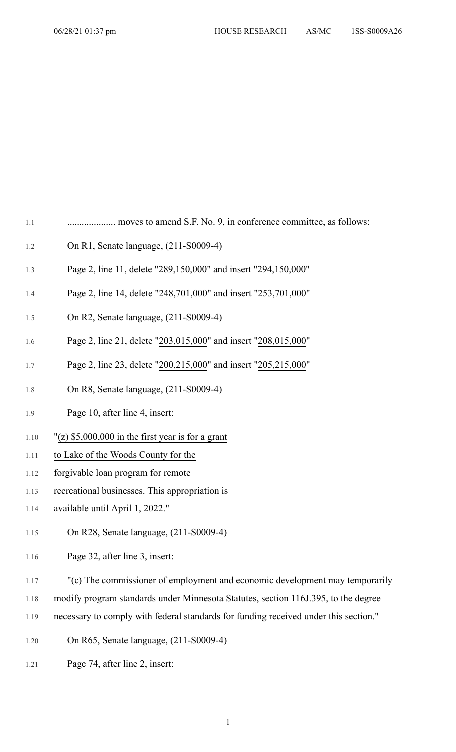.................... moves to amend S.F. No. 9, in conference committee, as follows:

On R1, Senate language, (211-S0009-4)

Page 2, line 11, delete "289,150,000" and insert "294,150,000"

Page 2, line 14, delete "248,701,000" and insert "253,701,000"

On R2, Senate language, (211-S0009-4)

Page 2, line 21, delete "203,015,000" and insert "208,015,000"

Page 2, line 23, delete "200,215,000" and insert "205,215,000"

On R8, Senate language, (211-S0009-4)

Page 10, after line 4, insert:

"(z) $5,000,000 in the first year is for a grant to Lake of the Woods County for the forgivable loan program for remote recreational businesses. This appropriation is available until April 1, 2022."

On R28, Senate language, (211-S0009-4)

Page 32, after line 3, insert:

"(c) The commissioner of employment and economic development may temporarily modify program standards under Minnesota Statutes, section 116J.395, to the degree necessary to comply with federal standards for funding received under this section."

On R65, Senate language, (211-S0009-4)

Page 74, after line 2, insert: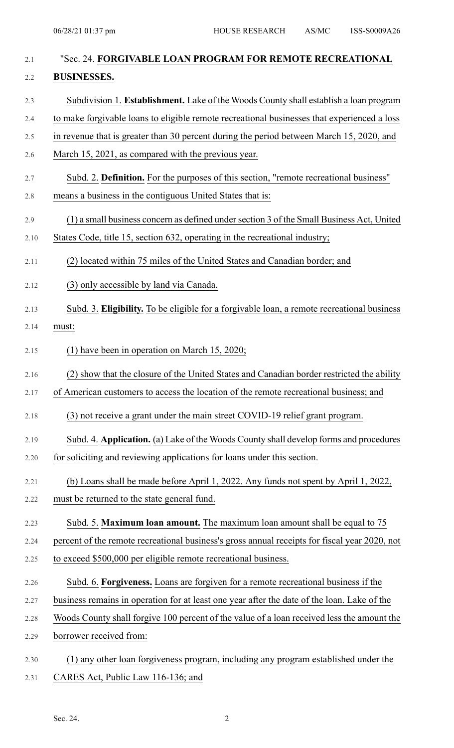"Sec. 24. **FORGIVABLE LOAN PROGRAM FOR REMOTE RECREATIONAL BUSINESSES.**

Subdivision 1. **Establishment.** Lake of the Woods County shall establish a loan program to make forgivable loans to eligible remote recreational businesses that experienced a loss in revenue that is greater than 30 percent during the period between March 15, 2020, and March 15, 2021, as compared with the previous year.

Subd. 2. **Definition.** For the purposes of this section, "remote recreational business" means a business in the contiguous United States that is:

(1) a small business concern as defined under section 3 of the Small Business Act, United States Code, title 15, section 632, operating in the recreational industry;

(2) located within 75 miles of the United States and Canadian border; and

(3) only accessible by land via Canada.

Subd. 3. **Eligibility.** To be eligible for a forgivable loan, a remote recreational business must:

(1) have been in operation on March 15, 2020;

(2) show that the closure of the United States and Canadian border restricted the ability of American customers to access the location of the remote recreational business; and

(3) not receive a grant under the main street COVID-19 relief grant program.

Subd. 4. **Application.** (a) Lake of the Woods County shall develop forms and procedures for soliciting and reviewing applications for loans under this section.

(b) Loans shall be made before April 1, 2022. Any funds not spent by April 1, 2022, must be returned to the state general fund.

Subd. 5. **Maximum loan amount.** The maximum loan amount shall be equal to 75 percent of the remote recreational business's gross annual receipts for fiscal year 2020, not to exceed $500,000 per eligible remote recreational business.

Subd. 6. **Forgiveness.** Loans are forgiven for a remote recreational business if the business remains in operation for at least one year after the date of the loan. Lake of the Woods County shall forgive 100 percent of the value of a loan received less the amount the borrower received from:

(1) any other loan forgiveness program, including any program established under the CARES Act, Public Law 116-136; and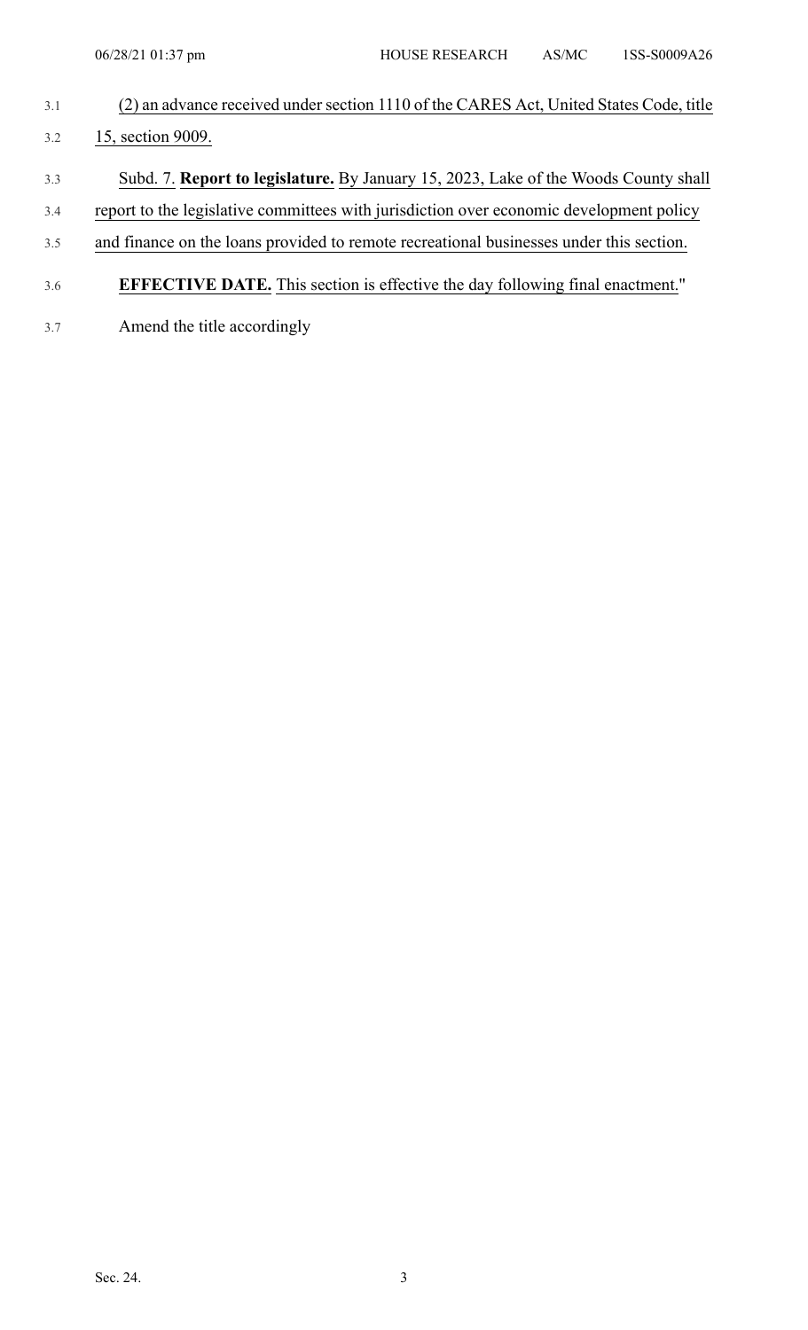(2) an advance received under section 1110 of the CARES Act, United States Code, title 15, section 9009.

Subd. 7. **Report to legislature.** By January 15, 2023, Lake of the Woods County shall report to the legislative committees with jurisdiction over economic development policy and finance on the loans provided to remote recreational businesses under this section.

**EFFECTIVE DATE.** This section is effective the day following final enactment."

Amend the title accordingly